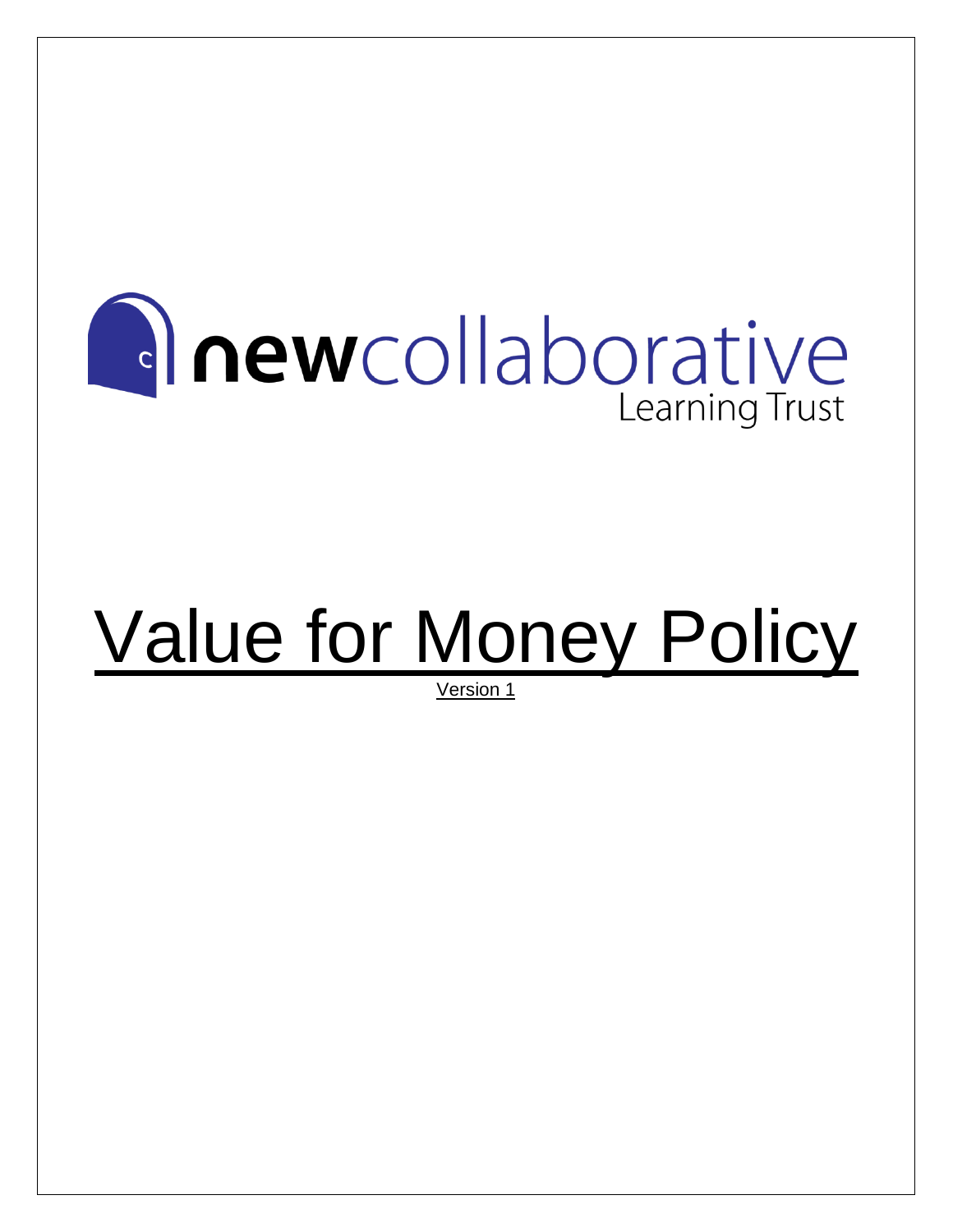newcollaborative Learning Trust

# Value for Money Policy

Version 1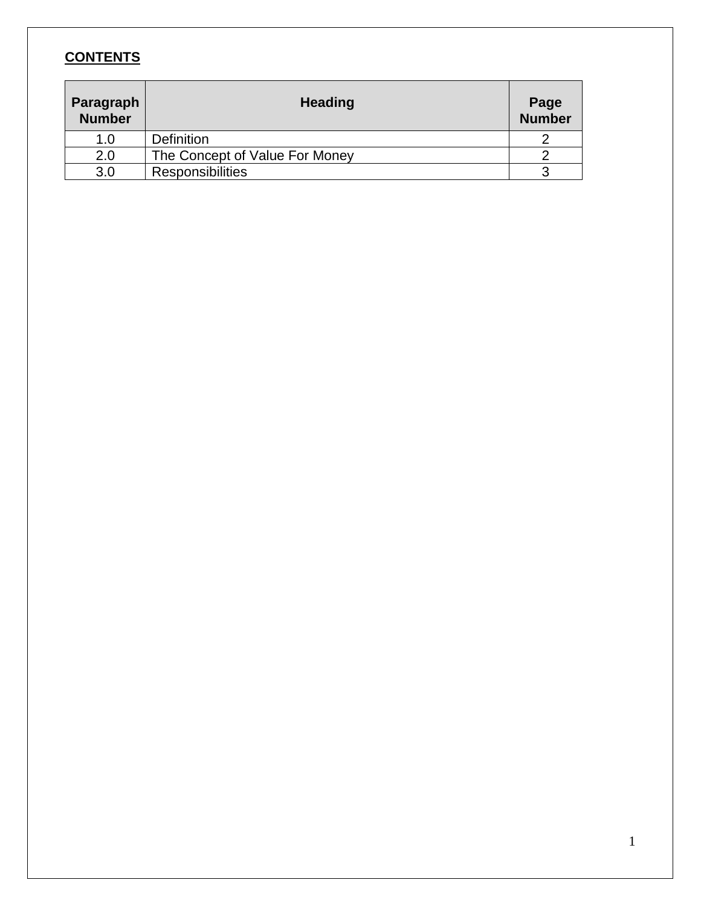## **CONTENTS**

| Paragraph Number | Heading | Page Number |
|---|---|---|
| 1.0 | Definition | 2 |
| 2.0 | The Concept of Value For Money | 2 |
| 3.0 | Responsibilities | 3 |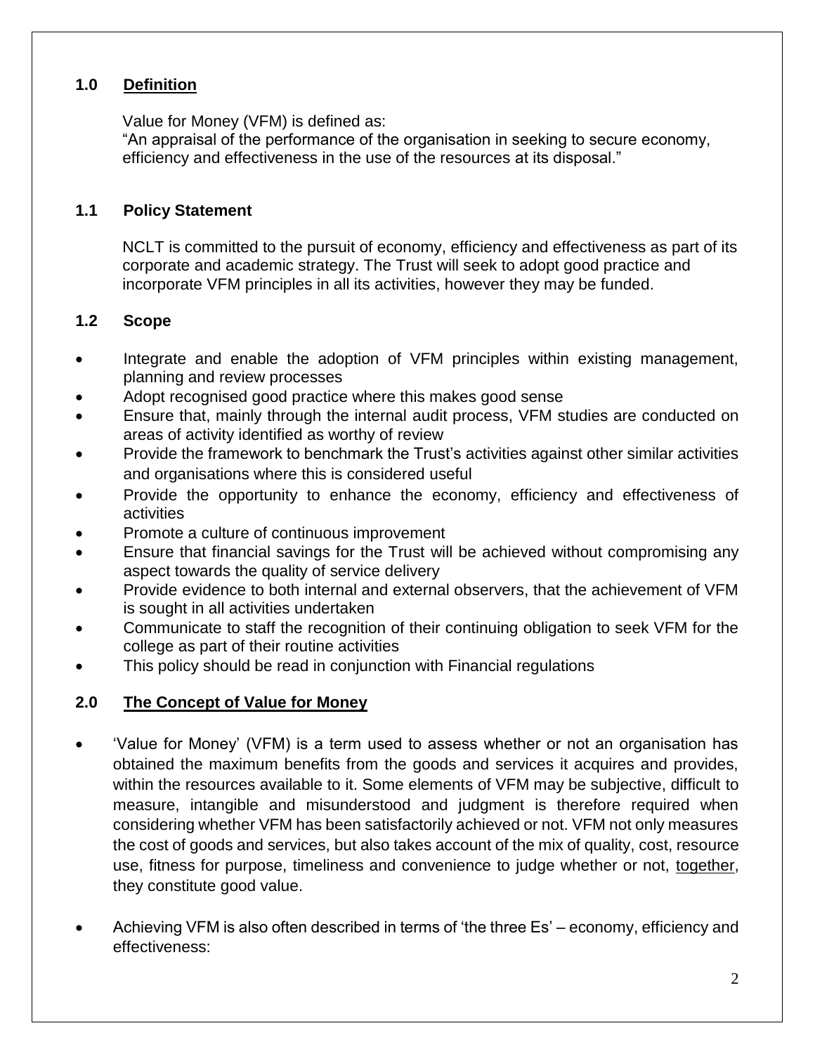## 1.0 Definition

Value for Money (VFM) is defined as:
"An appraisal of the performance of the organisation in seeking to secure economy, efficiency and effectiveness in the use of the resources at its disposal."

### 1.1 Policy Statement

NCLT is committed to the pursuit of economy, efficiency and effectiveness as part of its corporate and academic strategy. The Trust will seek to adopt good practice and incorporate VFM principles in all its activities, however they may be funded.

### 1.2 Scope

- Integrate and enable the adoption of VFM principles within existing management, planning and review processes
- Adopt recognised good practice where this makes good sense
- Ensure that, mainly through the internal audit process, VFM studies are conducted on areas of activity identified as worthy of review
- Provide the framework to benchmark the Trust's activities against other similar activities and organisations where this is considered useful
- Provide the opportunity to enhance the economy, efficiency and effectiveness of activities
- Promote a culture of continuous improvement
- Ensure that financial savings for the Trust will be achieved without compromising any aspect towards the quality of service delivery
- Provide evidence to both internal and external observers, that the achievement of VFM is sought in all activities undertaken
- Communicate to staff the recognition of their continuing obligation to seek VFM for the college as part of their routine activities
- This policy should be read in conjunction with Financial regulations

## 2.0 The Concept of Value for Money

- 'Value for Money' (VFM) is a term used to assess whether or not an organisation has obtained the maximum benefits from the goods and services it acquires and provides, within the resources available to it. Some elements of VFM may be subjective, difficult to measure, intangible and misunderstood and judgment is therefore required when considering whether VFM has been satisfactorily achieved or not. VFM not only measures the cost of goods and services, but also takes account of the mix of quality, cost, resource use, fitness for purpose, timeliness and convenience to judge whether or not, together, they constitute good value.
- Achieving VFM is also often described in terms of 'the three Es' – economy, efficiency and effectiveness: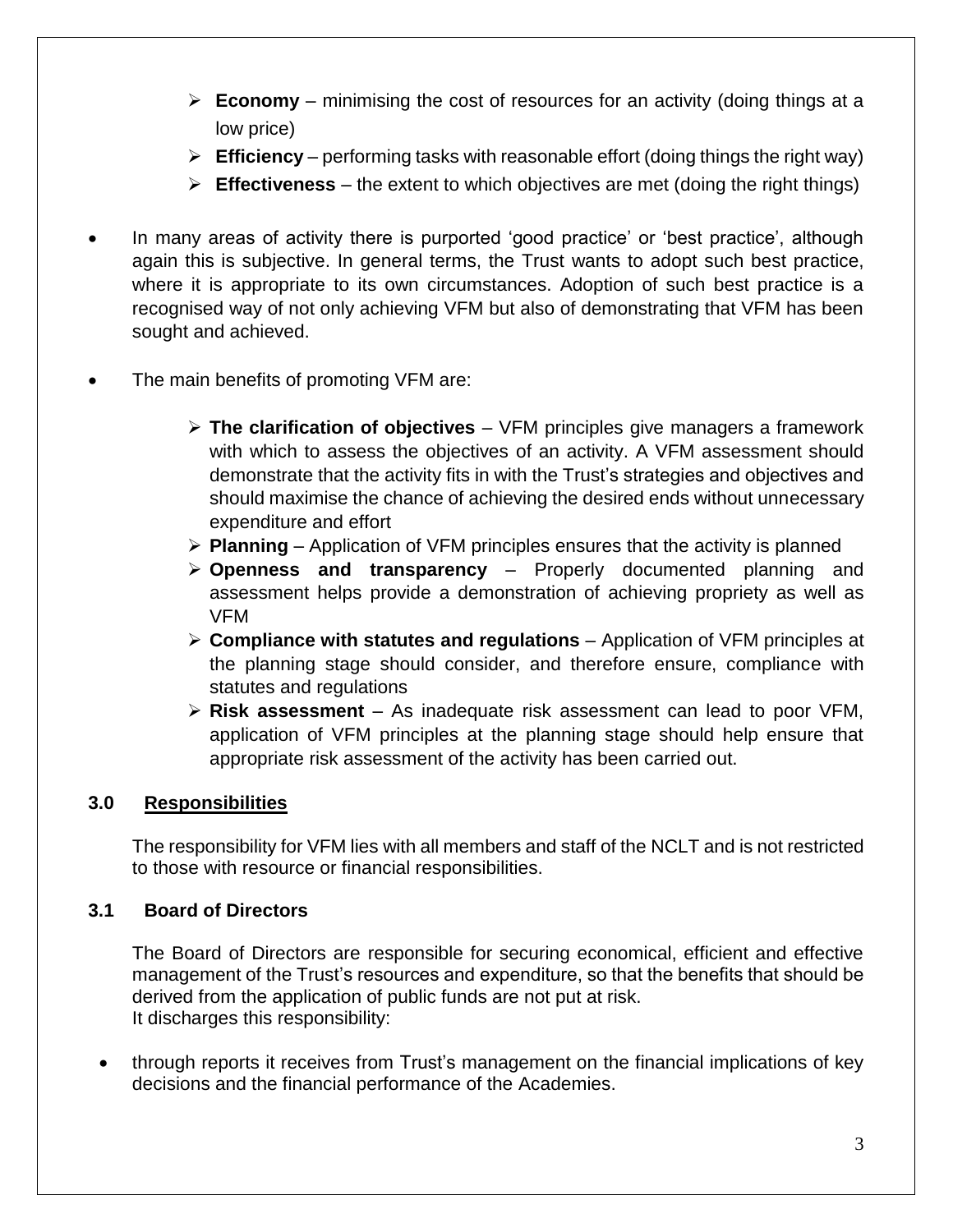- **Economy** – minimising the cost of resources for an activity (doing things at a low price)
  - **Efficiency** – performing tasks with reasonable effort (doing things the right way)
  - **Effectiveness** – the extent to which objectives are met (doing the right things)

- In many areas of activity there is purported 'good practice' or 'best practice', although again this is subjective. In general terms, the Trust wants to adopt such best practice, where it is appropriate to its own circumstances. Adoption of such best practice is a recognised way of not only achieving VFM but also of demonstrating that VFM has been sought and achieved.

- The main benefits of promoting VFM are:

  - **The clarification of objectives** – VFM principles give managers a framework with which to assess the objectives of an activity. A VFM assessment should demonstrate that the activity fits in with the Trust's strategies and objectives and should maximise the chance of achieving the desired ends without unnecessary expenditure and effort
  - **Planning** – Application of VFM principles ensures that the activity is planned
  - **Openness and transparency** – Properly documented planning and assessment helps provide a demonstration of achieving propriety as well as VFM
  - **Compliance with statutes and regulations** – Application of VFM principles at the planning stage should consider, and therefore ensure, compliance with statutes and regulations
  - **Risk assessment** – As inadequate risk assessment can lead to poor VFM, application of VFM principles at the planning stage should help ensure that appropriate risk assessment of the activity has been carried out.

## 3.0 Responsibilities

The responsibility for VFM lies with all members and staff of the NCLT and is not restricted to those with resource or financial responsibilities.

### 3.1 Board of Directors

The Board of Directors are responsible for securing economical, efficient and effective management of the Trust's resources and expenditure, so that the benefits that should be derived from the application of public funds are not put at risk.
It discharges this responsibility:

- through reports it receives from Trust's management on the financial implications of key decisions and the financial performance of the Academies.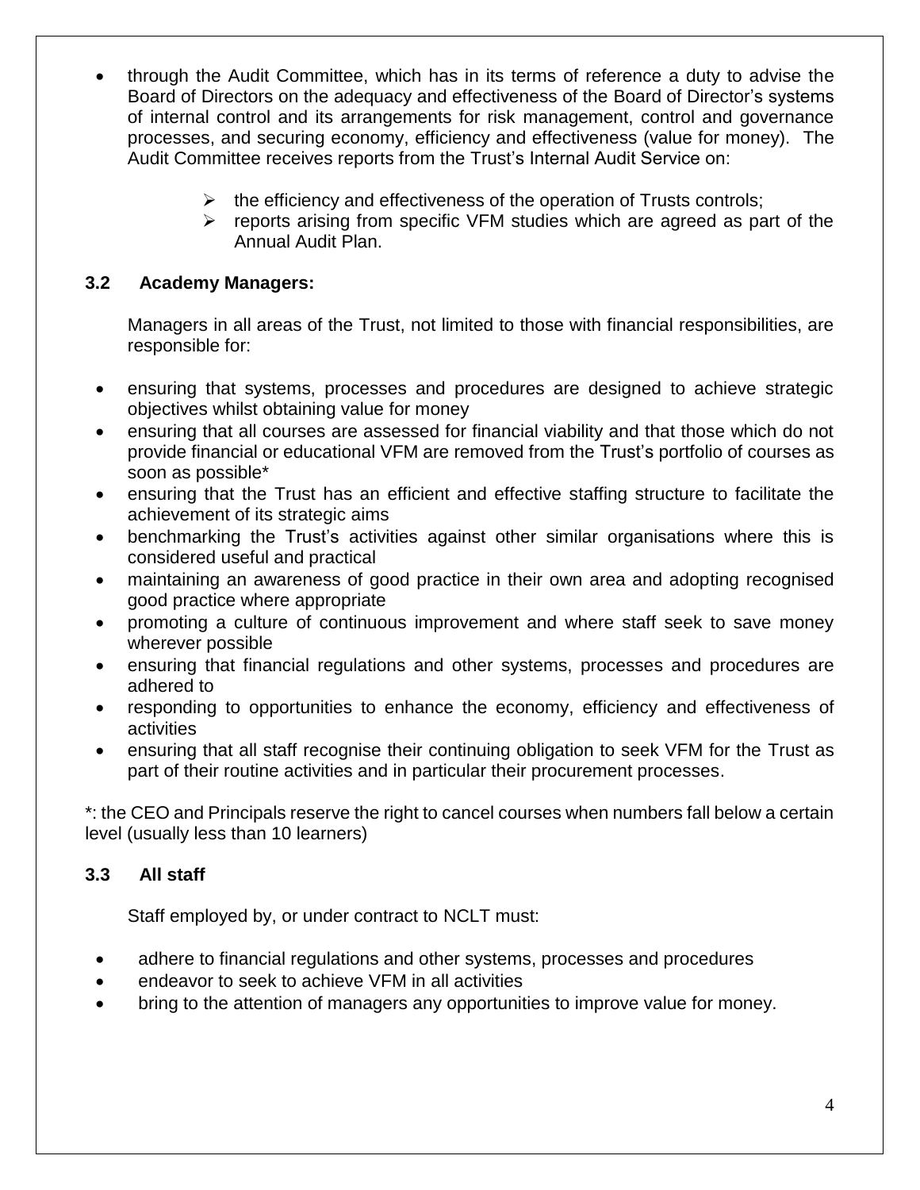- through the Audit Committee, which has in its terms of reference a duty to advise the Board of Directors on the adequacy and effectiveness of the Board of Director's systems of internal control and its arrangements for risk management, control and governance processes, and securing economy, efficiency and effectiveness (value for money). The Audit Committee receives reports from the Trust's Internal Audit Service on:
  - the efficiency and effectiveness of the operation of Trusts controls;
  - reports arising from specific VFM studies which are agreed as part of the Annual Audit Plan.

### 3.2 Academy Managers:

Managers in all areas of the Trust, not limited to those with financial responsibilities, are responsible for:

- ensuring that systems, processes and procedures are designed to achieve strategic objectives whilst obtaining value for money
- ensuring that all courses are assessed for financial viability and that those which do not provide financial or educational VFM are removed from the Trust's portfolio of courses as soon as possible*
- ensuring that the Trust has an efficient and effective staffing structure to facilitate the achievement of its strategic aims
- benchmarking the Trust's activities against other similar organisations where this is considered useful and practical
- maintaining an awareness of good practice in their own area and adopting recognised good practice where appropriate
- promoting a culture of continuous improvement and where staff seek to save money wherever possible
- ensuring that financial regulations and other systems, processes and procedures are adhered to
- responding to opportunities to enhance the economy, efficiency and effectiveness of activities
- ensuring that all staff recognise their continuing obligation to seek VFM for the Trust as part of their routine activities and in particular their procurement processes.

*: the CEO and Principals reserve the right to cancel courses when numbers fall below a certain level (usually less than 10 learners)

### 3.3 All staff

Staff employed by, or under contract to NCLT must:

- adhere to financial regulations and other systems, processes and procedures
- endeavor to seek to achieve VFM in all activities
- bring to the attention of managers any opportunities to improve value for money.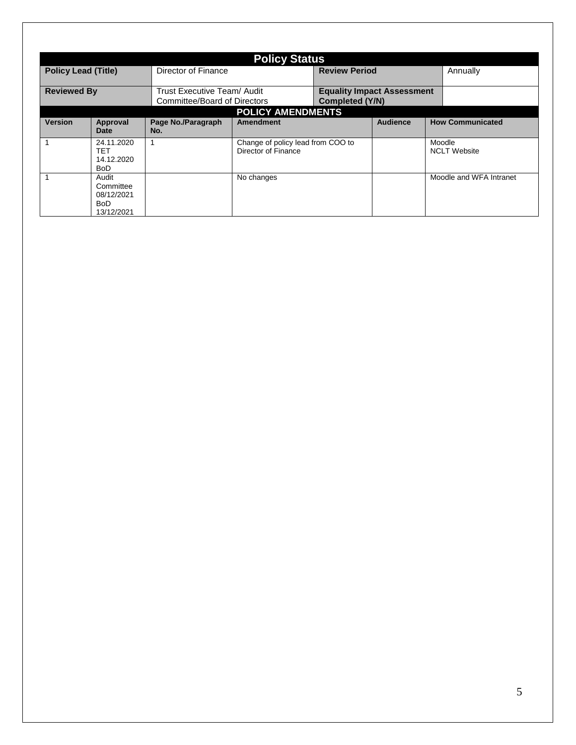| Policy Status | | | |
|---|---|---|---|
| **Policy Lead (Title)** | Director of Finance | **Review Period** | Annually |
| **Reviewed By** | Trust Executive Team/ Audit Committee/Board of Directors | **Equality Impact Assessment Completed (Y/N)** | |

**POLICY AMENDMENTS**

| Version | Approval Date | Page No./Paragraph No. | Amendment | Audience | How Communicated |
|---|---|---|---|---|---|
| 1 | 24.11.2020 TET 14.12.2020 BoD | 1 | Change of policy lead from COO to Director of Finance | | Moodle NCLT Website |
| 1 | Audit Committee 08/12/2021 BoD 13/12/2021 | | No changes | | Moodle and WFA Intranet |